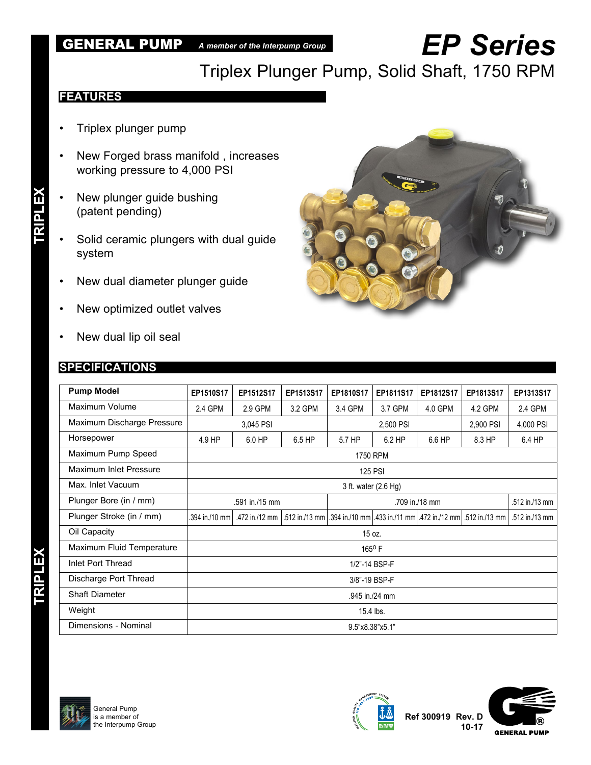GENERAL PUMP *A member of the Interpump Group*

# EP Series

## Triplex Plunger Pump, Solid Shaft, 1750 RPM

## FEATURES

- Triplex plunger pump
- New Forged brass manifold , increases working pressure to 4,000 PSI
- New plunger guide bushing (patent pending)
- Solid ceramic plungers with dual guide system
- New dual diameter plunger guide
- New optimized outlet valves
- New dual lip oil seal

## SPECIFICATIONS

| Pump Model | EP1510S17 | EP1512S17 | EP1513S17 | EP1810S17 | EP1811S17 | EP1812S17 | EP1813S17 | EP1313S17 |
|---|---|---|---|---|---|---|---|---|
| Maximum Volume | 2.4 GPM | 2.9 GPM | 3.2 GPM | 3.4 GPM | 3.7 GPM | 4.0 GPM | 4.2 GPM | 2.4 GPM |
| Maximum Discharge Pressure | 3,045 PSI | | | 2,500 PSI | | | 2,900 PSI | 4,000 PSI |
| Horsepower | 4.9 HP | 6.0 HP | 6.5 HP | 5.7 HP | 6.2 HP | 6.6 HP | 8.3 HP | 6.4 HP |
| Maximum Pump Speed | 1750 RPM | | | | | | | |
| Maximum Inlet Pressure | 125 PSI | | | | | | | |
| Max. Inlet Vacuum | 3 ft. water (2.6 Hg) | | | | | | | |
| Plunger Bore (in / mm) | .591 in./15 mm | | | .709 in./18 mm | | | | .512 in./13 mm |
| Plunger Stroke (in / mm) | .394 in./10 mm | .472 in./12 mm | .512 in./13 mm | .394 in./10 mm | .433 in./11 mm | .472 in./12 mm | .512 in./13 mm | .512 in./13 mm |
| Oil Capacity | 15 oz. | | | | | | | |
| Maximum Fluid Temperature | 165° F | | | | | | | |
| Inlet Port Thread | 1/2"-14 BSP-F | | | | | | | |
| Discharge Port Thread | 3/8"-19 BSP-F | | | | | | | |
| Shaft Diameter | .945 in./24 mm | | | | | | | |
| Weight | 15.4 lbs. | | | | | | | |
| Dimensions - Nominal | 9.5"x8.38"x5.1" | | | | | | | |

General Pump is a member of the Interpump Group

Ref 300919 Rev. D 10-17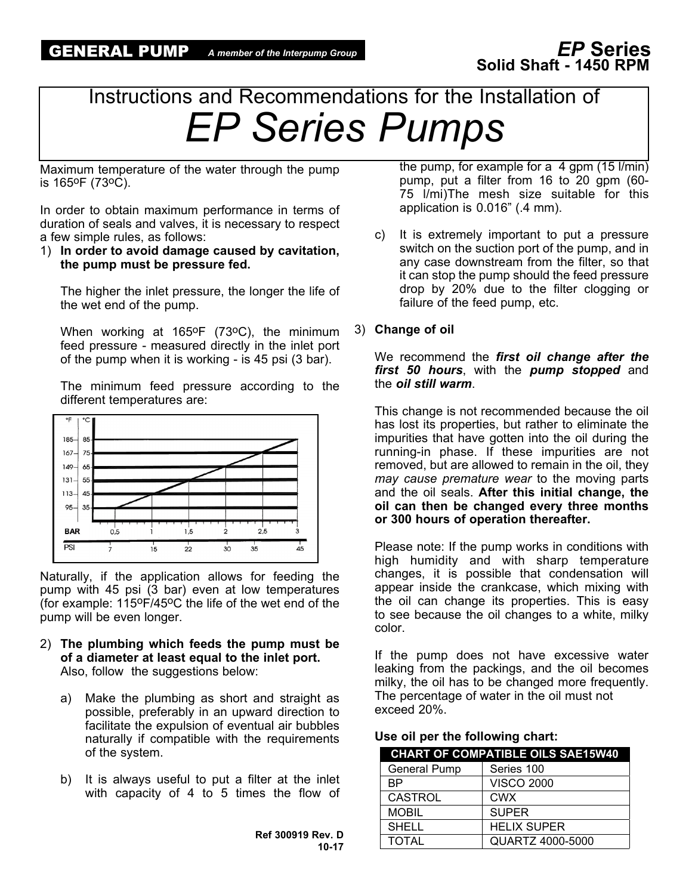# Instructions and Recommendations for the Installation of *EP Series Pumps*

Maximum temperature of the water through the pump is 165ºF (73ºC).

In order to obtain maximum performance in terms of duration of seals and valves, it is necessary to respect a few simple rules, as follows:

1) **In order to avoid damage caused by cavitation, the pump must be pressure fed.**

   The higher the inlet pressure, the longer the life of the wet end of the pump.

   When working at 165ºF (73ºC), the minimum feed pressure - measured directly in the inlet port of the pump when it is working - is 45 psi (3 bar).

   The minimum feed pressure according to the different temperatures are:

| °F | °C | BAR | PSI |
|---|---|---|---|
| 95 | 35 | 0,5 | 7 |
| 113 | 45 | 1 | 15 |
| 131 | 55 | 1,5 | 22 |
| 149 | 65 | 2 | 30 |
| 167 | 75 | 2,5 | 35 |
| 185 | 85 | 3 | 45 |

Naturally, if the application allows for feeding the pump with 45 psi (3 bar) even at low temperatures (for example: 115ºF/45ºC the life of the wet end of the pump will be even longer.

2) **The plumbing which feeds the pump must be of a diameter at least equal to the inlet port.** Also, follow the suggestions below:

   a) Make the plumbing as short and straight as possible, preferably in an upward direction to facilitate the expulsion of eventual air bubbles naturally if compatible with the requirements of the system.

   b) It is always useful to put a filter at the inlet with capacity of 4 to 5 times the flow of the pump, for example for a 4 gpm (15 l/min) pump, put a filter from 16 to 20 gpm (60-75 l/mi)The mesh size suitable for this application is 0.016" (.4 mm).

   c) It is extremely important to put a pressure switch on the suction port of the pump, and in any case downstream from the filter, so that it can stop the pump should the feed pressure drop by 20% due to the filter clogging or failure of the feed pump, etc.

3) **Change of oil**

   We recommend the ***first oil change after the first 50 hours***, with the ***pump stopped*** and the ***oil still warm***.

   This change is not recommended because the oil has lost its properties, but rather to eliminate the impurities that have gotten into the oil during the running-in phase. If these impurities are not removed, but are allowed to remain in the oil, they *may cause premature wear* to the moving parts and the oil seals. **After this initial change, the oil can then be changed every three months or 300 hours of operation thereafter.**

   Please note: If the pump works in conditions with high humidity and with sharp temperature changes, it is possible that condensation will appear inside the crankcase, which mixing with the oil can change its properties. This is easy to see because the oil changes to a white, milky color.

   If the pump does not have excessive water leaking from the packings, and the oil becomes milky, the oil has to be changed more frequently. The percentage of water in the oil must not exceed 20%.

   **Use oil per the following chart:**

| CHART OF COMPATIBLE OILS SAE15W40 | |
|---|---|
| General Pump | Series 100 |
| BP | VISCO 2000 |
| CASTROL | CWX |
| MOBIL | SUPER |
| SHELL | HELIX SUPER |
| TOTAL | QUARTZ 4000-5000 |

Ref 300919 Rev. D
10-17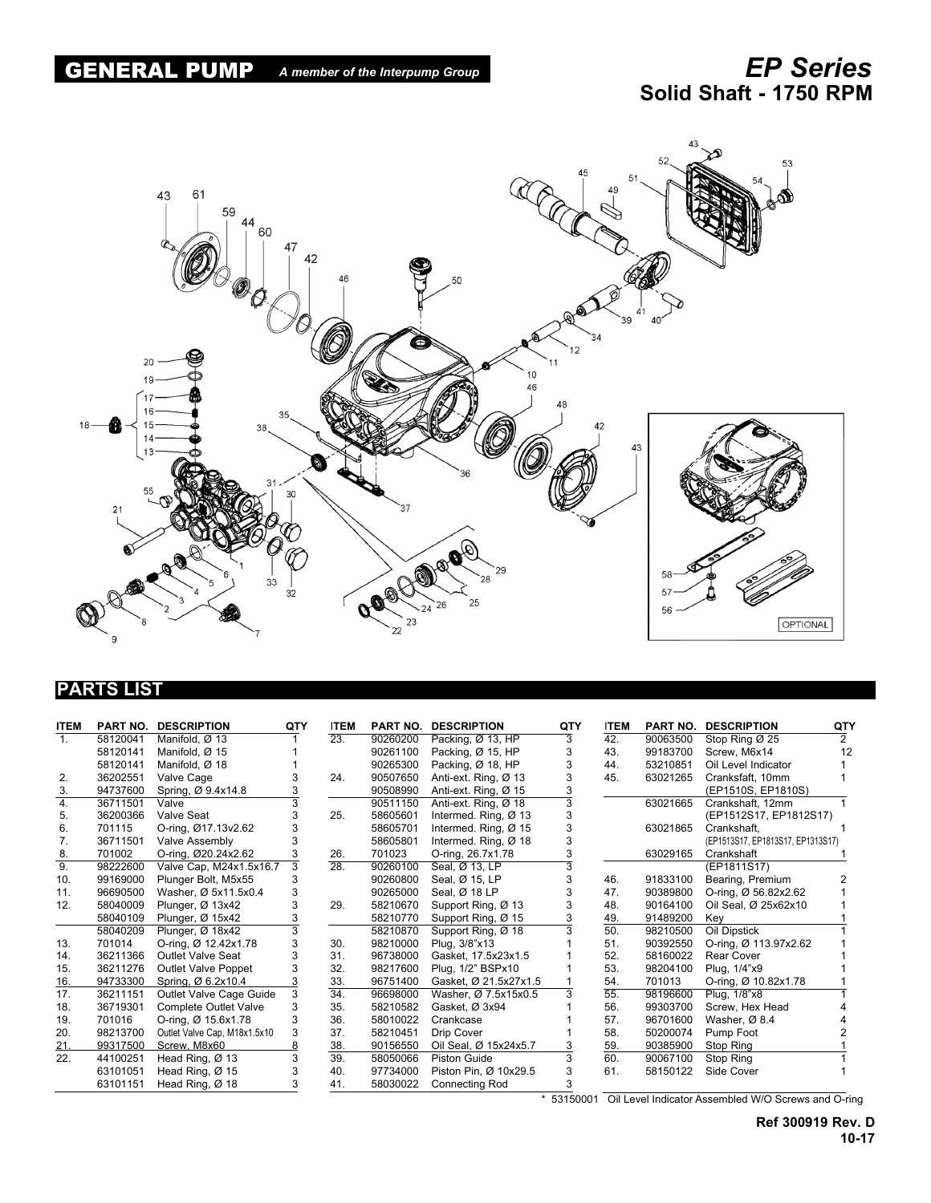# GENERAL PUMP *A member of the Interpump Group*

# *EP Series*
## Solid Shaft - 1750 RPM

OPTIONAL

## PARTS LIST

| ITEM | PART NO. | DESCRIPTION | QTY |
|---|---|---|---|
| 1. | 58120041 | Manifold, Ø 13 | 1 |
| | 58120141 | Manifold, Ø 15 | 1 |
| | 58120141 | Manifold, Ø 18 | 1 |
| 2. | 36202551 | Valve Cage | 3 |
| 3. | 94737600 | Spring, Ø 9.4x14.8 | 3 |
| 4. | 36711501 | Valve | 3 |
| 5. | 36200366 | Valve Seat | 3 |
| 6. | 701115 | O-ring, Ø17.13v2.62 | 3 |
| 7. | 36711501 | Valve Assembly | 3 |
| 8. | 701002 | O-ring, Ø20.24x2.62 | 3 |
| 9. | 98222600 | Valve Cap, M24x1.5x16.7 | 3 |
| 10. | 99169000 | Plunger Bolt, M5x55 | 3 |
| 11. | 96690500 | Washer, Ø 5x11.5x0.4 | 3 |
| 12. | 58040009 | Plunger, Ø 13x42 | 3 |
| | 58040109 | Plunger, Ø 15x42 | 3 |
| | 58040209 | Plunger, Ø 18x42 | 3 |
| 13. | 701014 | O-ring, Ø 12.42x1.78 | 3 |
| 14. | 36211366 | Outlet Valve Seat | 3 |
| 15. | 36211276 | Outlet Valve Poppet | 3 |
| 16. | 94733300 | Spring, Ø 6.2x10.4 | 3 |
| 17. | 36211151 | Outlet Valve Cage Guide | 3 |
| 18. | 36719301 | Complete Outlet Valve | 3 |
| 19. | 701016 | O-ring, Ø 15.6x1.78 | 3 |
| 20. | 98213700 | Outlet Valve Cap, M18x1.5x10 | 3 |
| 21. | 99317500 | Screw, M8x60 | 8 |
| 22. | 44100251 | Head Ring, Ø 13 | 3 |
| | 63101051 | Head Ring, Ø 15 | 3 |
| | 63101151 | Head Ring, Ø 18 | 3 |
| 23. | 90260200 | Packing, Ø 13, HP | 3 |
| | 90261100 | Packing, Ø 15, HP | 3 |
| | 90265300 | Packing, Ø 18, HP | 3 |
| 24. | 90507650 | Anti-ext. Ring, Ø 13 | 3 |
| | 90508990 | Anti-ext. Ring, Ø 15 | 3 |
| | 90511150 | Anti-ext. Ring, Ø 18 | 3 |
| 25. | 58605601 | Intermed. Ring, Ø 13 | 3 |
| | 58605701 | Intermed. Ring, Ø 15 | 3 |
| | 58605801 | Intermed. Ring, Ø 18 | 3 |
| 26. | 701023 | O-ring, 26.7x1.78 | 3 |
| 28. | 90260100 | Seal, Ø 13, LP | 3 |
| | 90260800 | Seal, Ø 15, LP | 3 |
| | 90265000 | Seal, Ø 18 LP | 3 |
| 29. | 58210670 | Support Ring, Ø 13 | 3 |
| | 58210770 | Support Ring, Ø 15 | 3 |
| | 58210870 | Support Ring, Ø 18 | 3 |
| 30. | 98210000 | Plug, 3/8"x13 | 1 |
| 31. | 96738000 | Gasket, 17.5x23x1.5 | 1 |
| 32. | 98217600 | Plug, 1/2" BSPx10 | 1 |
| 33. | 96751400 | Gasket, Ø 21.5x27x1.5 | 1 |
| 34. | 96698000 | Washer, Ø 7.5x15x0.5 | 3 |
| 35. | 58210582 | Gasket, Ø 3x94 | 1 |
| 36. | 58010022 | Crankcase | 1 |
| 37. | 58210451 | Drip Cover | 1 |
| 38. | 90156550 | Oil Seal, Ø 15x24x5.7 | 3 |
| 39. | 58050066 | Piston Guide | 3 |
| 40. | 97734000 | Piston Pin, Ø 10x29.5 | 3 |
| 41. | 58030022 | Connecting Rod | 3 |
| 42. | 90063500 | Stop Ring Ø 25 | 2 |
| 43. | 99183700 | Screw, M6x14 | 12 |
| 44. | 53210851 | Oil Level Indicator | 1 |
| 45. | 63021265 | Cranksfaft, 10mm (EP1510S, EP1810S) | 1 |
| | 63021665 | Crankshaft, 12mm (EP1512S17, EP1812S17) | 1 |
| | 63021865 | Crankshaft, (EP1513S17, EP1813S17, EP1313S17) | 1 |
| | 63029165 | Crankshaft (EP1811S17) | 1 |
| 46. | 91833100 | Bearing, Premium | 2 |
| 47. | 90389800 | O-ring, Ø 56.82x2.62 | 1 |
| 48. | 90164100 | Oil Seal, Ø 25x62x10 | 1 |
| 49. | 91489200 | Key | 1 |
| 50. | 98210500 | Oil Dipstick | 1 |
| 51. | 90392550 | O-ring, Ø 113.97x2.62 | 1 |
| 52. | 58160022 | Rear Cover | 1 |
| 53. | 98204100 | Plug, 1/4"x9 | 1 |
| 54. | 701013 | O-ring, Ø 10.82x1.78 | 1 |
| 55. | 98196600 | Plug, 1/8"x8 | 1 |
| 56. | 99303700 | Screw, Hex Head | 4 |
| 57. | 96701600 | Washer, Ø 8.4 | 4 |
| 58. | 50200074 | Pump Foot | 2 |
| 59. | 90385900 | Stop Ring | 1 |
| 60. | 90067100 | Stop Ring | 1 |
| 61. | 58150122 | Side Cover | 1 |

\* 53150001 Oil Level Indicator Assembled W/O Screws and O-ring

**Ref 300919 Rev. D**
**10-17**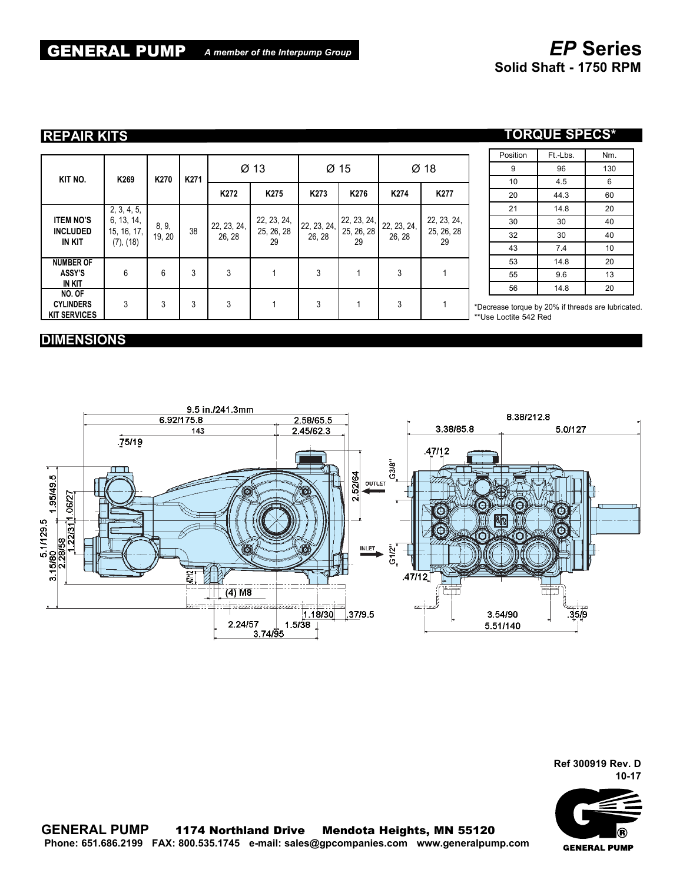# GENERAL PUMP *A member of the Interpump Group*

## *EP* Series
**Solid Shaft - 1750 RPM**

## REPAIR KITS

| KIT NO. | K269 | K270 | K271 | Ø 13 | | Ø 15 | | Ø 18 | |
|---|---|---|---|---|---|---|---|---|---|
| | | | | K272 | K275 | K273 | K276 | K274 | K277 |
| **ITEM NO'S INCLUDED IN KIT** | 2, 3, 4, 5, 6, 13, 14, 15, 16, 17, (7), (18) | 8, 9, 19, 20 | 38 | 22, 23, 24, 26, 28 | 22, 23, 24, 25, 26, 28 29 | 22, 23, 24, 26, 28 | 22, 23, 24, 25, 26, 28 29 | 22, 23, 24, 26, 28 | 22, 23, 24, 25, 26, 28 29 |
| **NUMBER OF ASSY'S IN KIT** | 6 | 6 | 3 | 3 | 1 | 3 | 1 | 3 | 1 |
| **NO. OF CYLINDERS KIT SERVICES** | 3 | 3 | 3 | 3 | 1 | 3 | 1 | 3 | 1 |

## TORQUE SPECS*

| Position | Ft.-Lbs. | Nm. |
|---|---|---|
| 9 | 96 | 130 |
| 10 | 4.5 | 6 |
| 20 | 44.3 | 60 |
| 21 | 14.8 | 20 |
| 30 | 30 | 40 |
| 32 | 30 | 40 |
| 43 | 7.4 | 10 |
| 53 | 14.8 | 20 |
| 55 | 9.6 | 13 |
| 56 | 14.8 | 20 |

*Decrease torque by 20% if threads are lubricated.
**Use Loctite 542 Red

## DIMENSIONS

9.5 in./241.3mm
6.92/175.8
143
2.58/65.5
2.45/62.3
.75/19
1.95/49.5
1.06/27
5.1/129.5
1.22/31
2.28/58
3.15/80
.47/12
(4) M8
2.24/57
1.5/38
3.74/95
1.18/30
.37/9.5
2.52/64
OUTLET
G3/8"
INLET
G1/2"
.47/12
8.38/212.8
3.38/85.8
5.0/127
.47/12
3.54/90
.35/9
5.51/140

Ref 300919 Rev. D
10-17

GENERAL PUMP 1174 Northland Drive Mendota Heights, MN 55120
Phone: 651.686.2199 FAX: 800.535.1745 e-mail: sales@gpcompanies.com www.generalpump.com